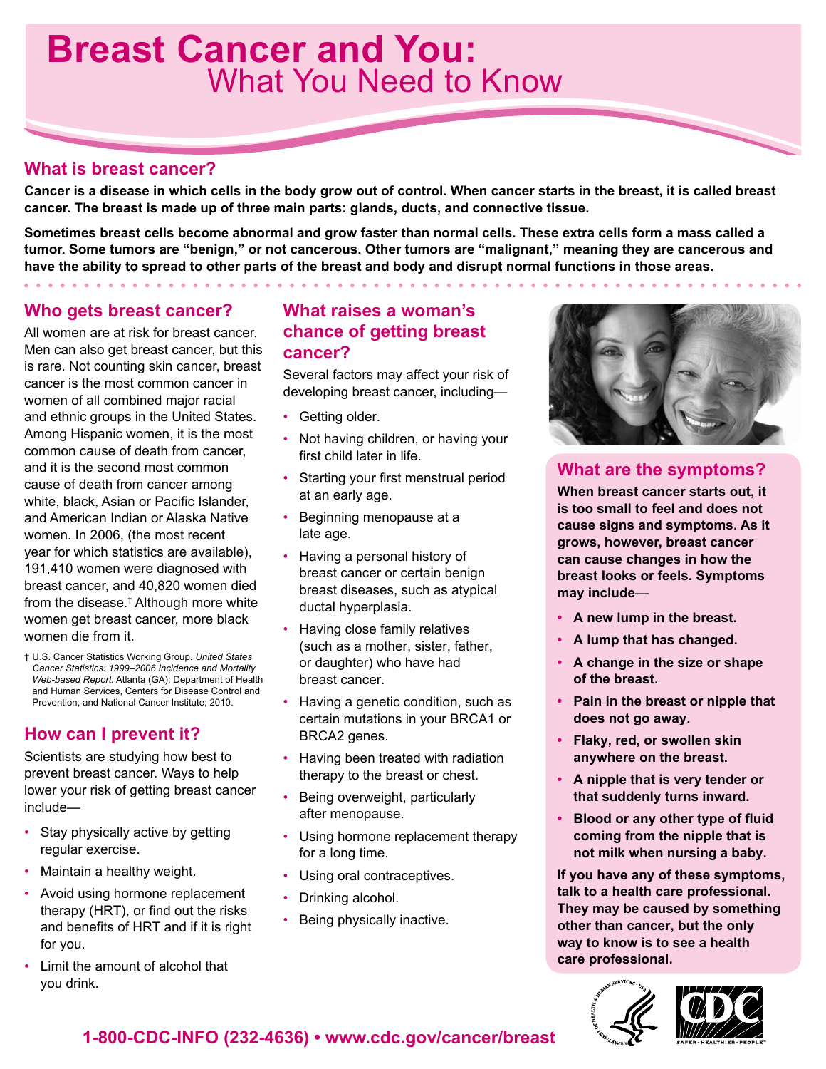# Breast Cancer and You: What You Need to Know

## What is breast cancer?

**Cancer is a disease in which cells in the body grow out of control. When cancer starts in the breast, it is called breast cancer. The breast is made up of three main parts: glands, ducts, and connective tissue.**

**Sometimes breast cells become abnormal and grow faster than normal cells. These extra cells form a mass called a tumor. Some tumors are "benign," or not cancerous. Other tumors are "malignant," meaning they are cancerous and have the ability to spread to other parts of the breast and body and disrupt normal functions in those areas.**

## Who gets breast cancer?

All women are at risk for breast cancer. Men can also get breast cancer, but this is rare. Not counting skin cancer, breast cancer is the most common cancer in women of all combined major racial and ethnic groups in the United States. Among Hispanic women, it is the most common cause of death from cancer, and it is the second most common cause of death from cancer among white, black, Asian or Pacific Islander, and American Indian or Alaska Native women. In 2006, (the most recent year for which statistics are available), 191,410 women were diagnosed with breast cancer, and 40,820 women died from the disease.† Although more white women get breast cancer, more black women die from it.

† U.S. Cancer Statistics Working Group. *United States Cancer Statistics: 1999–2006 Incidence and Mortality Web-based Report.* Atlanta (GA): Department of Health and Human Services, Centers for Disease Control and Prevention, and National Cancer Institute; 2010.

## How can I prevent it?

Scientists are studying how best to prevent breast cancer. Ways to help lower your risk of getting breast cancer include—

- Stay physically active by getting regular exercise.
- Maintain a healthy weight.
- Avoid using hormone replacement therapy (HRT), or find out the risks and benefits of HRT and if it is right for you.
- Limit the amount of alcohol that you drink.

## What raises a woman's chance of getting breast cancer?

Several factors may affect your risk of developing breast cancer, including—

- Getting older.
- Not having children, or having your first child later in life.
- Starting your first menstrual period at an early age.
- Beginning menopause at a late age.
- Having a personal history of breast cancer or certain benign breast diseases, such as atypical ductal hyperplasia.
- Having close family relatives (such as a mother, sister, father, or daughter) who have had breast cancer.
- Having a genetic condition, such as certain mutations in your BRCA1 or BRCA2 genes.
- Having been treated with radiation therapy to the breast or chest.
- Being overweight, particularly after menopause.
- Using hormone replacement therapy for a long time.
- Using oral contraceptives.
- Drinking alcohol.
- Being physically inactive.

## What are the symptoms?

**When breast cancer starts out, it is too small to feel and does not cause signs and symptoms. As it grows, however, breast cancer can cause changes in how the breast looks or feels. Symptoms may include—**

- **A new lump in the breast.**
- **A lump that has changed.**
- **A change in the size or shape of the breast.**
- **Pain in the breast or nipple that does not go away.**
- **Flaky, red, or swollen skin anywhere on the breast.**
- **A nipple that is very tender or that suddenly turns inward.**
- **Blood or any other type of fluid coming from the nipple that is not milk when nursing a baby.**

**If you have any of these symptoms, talk to a health care professional. They may be caused by something other than cancer, but the only way to know is to see a health care professional.**

**1-800-CDC-INFO (232-4636) • www.cdc.gov/cancer/breast**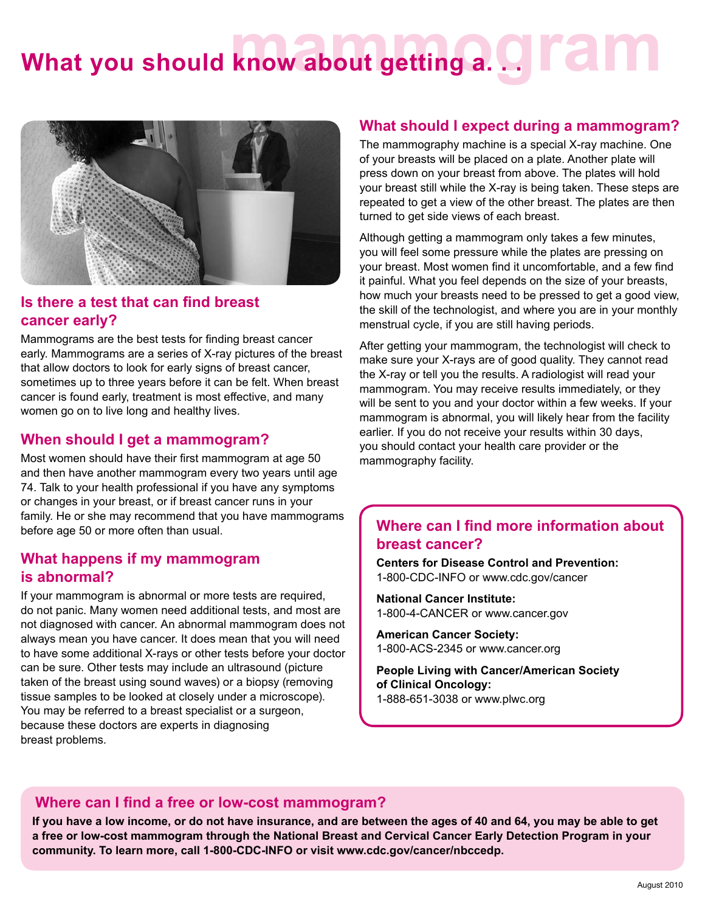# What you should know about getting a. . . mammogram

## Is there a test that can find breast cancer early?

Mammograms are the best tests for finding breast cancer early. Mammograms are a series of X-ray pictures of the breast that allow doctors to look for early signs of breast cancer, sometimes up to three years before it can be felt. When breast cancer is found early, treatment is most effective, and many women go on to live long and healthy lives.

## When should I get a mammogram?

Most women should have their first mammogram at age 50 and then have another mammogram every two years until age 74. Talk to your health professional if you have any symptoms or changes in your breast, or if breast cancer runs in your family. He or she may recommend that you have mammograms before age 50 or more often than usual.

## What happens if my mammogram is abnormal?

If your mammogram is abnormal or more tests are required, do not panic. Many women need additional tests, and most are not diagnosed with cancer. An abnormal mammogram does not always mean you have cancer. It does mean that you will need to have some additional X-rays or other tests before your doctor can be sure. Other tests may include an ultrasound (picture taken of the breast using sound waves) or a biopsy (removing tissue samples to be looked at closely under a microscope). You may be referred to a breast specialist or a surgeon, because these doctors are experts in diagnosing breast problems.

## What should I expect during a mammogram?

The mammography machine is a special X-ray machine. One of your breasts will be placed on a plate. Another plate will press down on your breast from above. The plates will hold your breast still while the X-ray is being taken. These steps are repeated to get a view of the other breast. The plates are then turned to get side views of each breast.

Although getting a mammogram only takes a few minutes, you will feel some pressure while the plates are pressing on your breast. Most women find it uncomfortable, and a few find it painful. What you feel depends on the size of your breasts, how much your breasts need to be pressed to get a good view, the skill of the technologist, and where you are in your monthly menstrual cycle, if you are still having periods.

After getting your mammogram, the technologist will check to make sure your X-rays are of good quality. They cannot read the X-ray or tell you the results. A radiologist will read your mammogram. You may receive results immediately, or they will be sent to you and your doctor within a few weeks. If your mammogram is abnormal, you will likely hear from the facility earlier. If you do not receive your results within 30 days, you should contact your health care provider or the mammography facility.

## Where can I find more information about breast cancer?

**Centers for Disease Control and Prevention:**
1-800-CDC-INFO or www.cdc.gov/cancer

**National Cancer Institute:**
1-800-4-CANCER or www.cancer.gov

**American Cancer Society:**
1-800-ACS-2345 or www.cancer.org

**People Living with Cancer/American Society of Clinical Oncology:**
1-888-651-3038 or www.plwc.org

## Where can I find a free or low-cost mammogram?

**If you have a low income, or do not have insurance, and are between the ages of 40 and 64, you may be able to get a free or low-cost mammogram through the National Breast and Cervical Cancer Early Detection Program in your community. To learn more, call 1-800-CDC-INFO or visit www.cdc.gov/cancer/nbccedp.**

August 2010